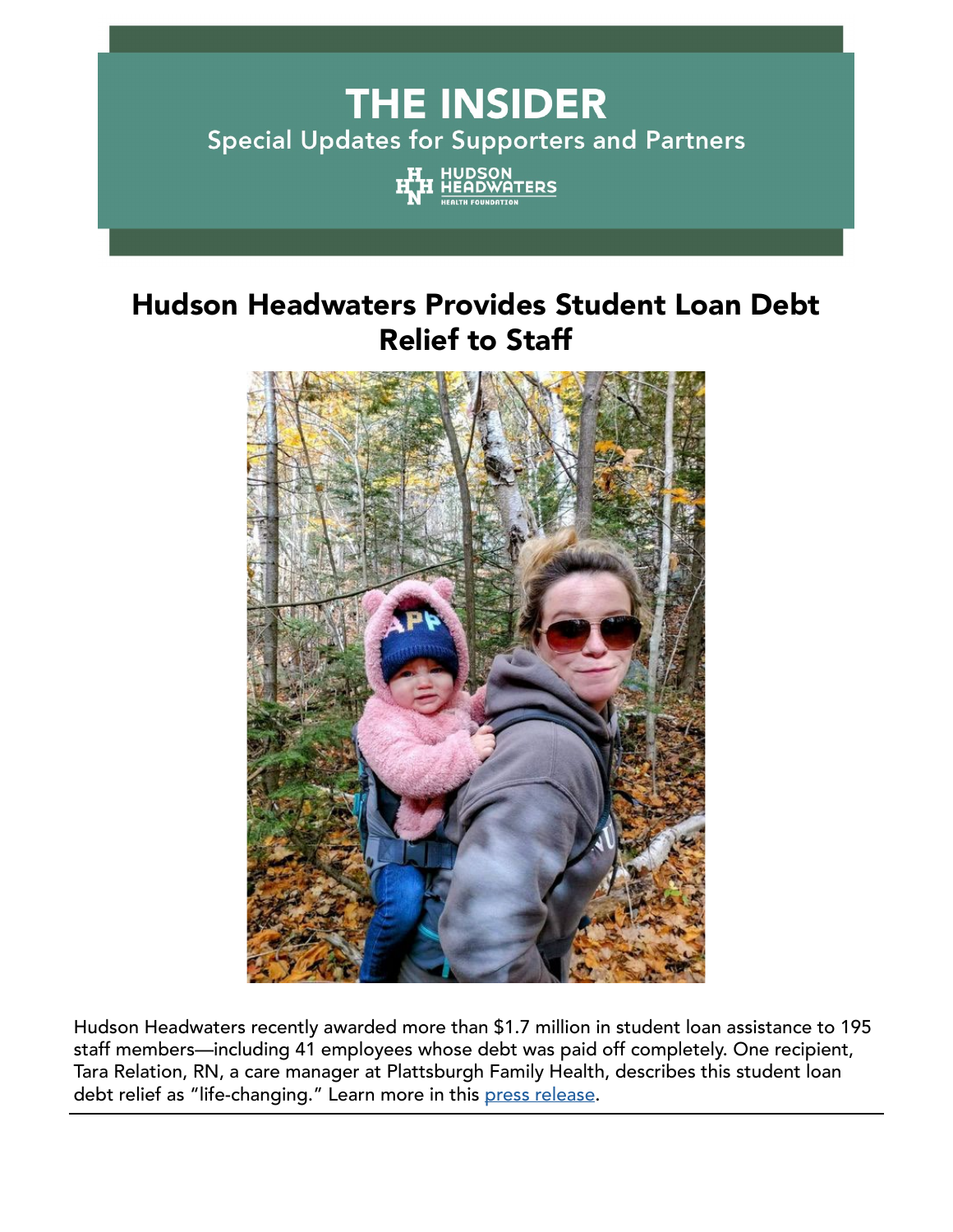# THE INSIDER

Special Updates for Supporters and Partners

HUDSON HEADWATERS HEALTH FOUNDATION

## Hudson Headwaters Provides Student Loan Debt Relief to Staff

Hudson Headwaters recently awarded more than $1.7 million in student loan assistance to 195 staff members—including 41 employees whose debt was paid off completely. One recipient, Tara Relation, RN, a care manager at Plattsburgh Family Health, describes this student loan debt relief as "life-changing." Learn more in this press release.

---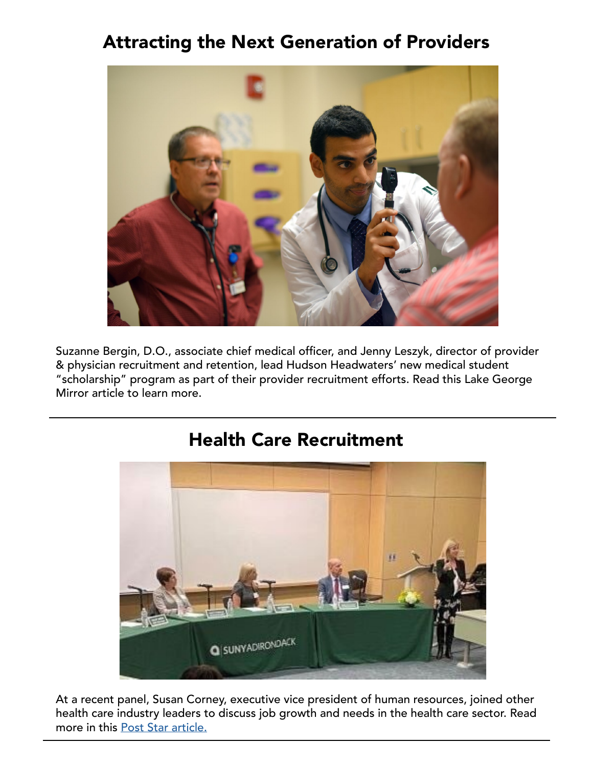## Attracting the Next Generation of Providers

Suzanne Bergin, D.O., associate chief medical officer, and Jenny Leszyk, director of provider & physician recruitment and retention, lead Hudson Headwaters' new medical student "scholarship" program as part of their provider recruitment efforts. Read this Lake George Mirror article to learn more.

---

## Health Care Recruitment

At a recent panel, Susan Corney, executive vice president of human resources, joined other health care industry leaders to discuss job growth and needs in the health care sector. Read more in this Post Star article.

---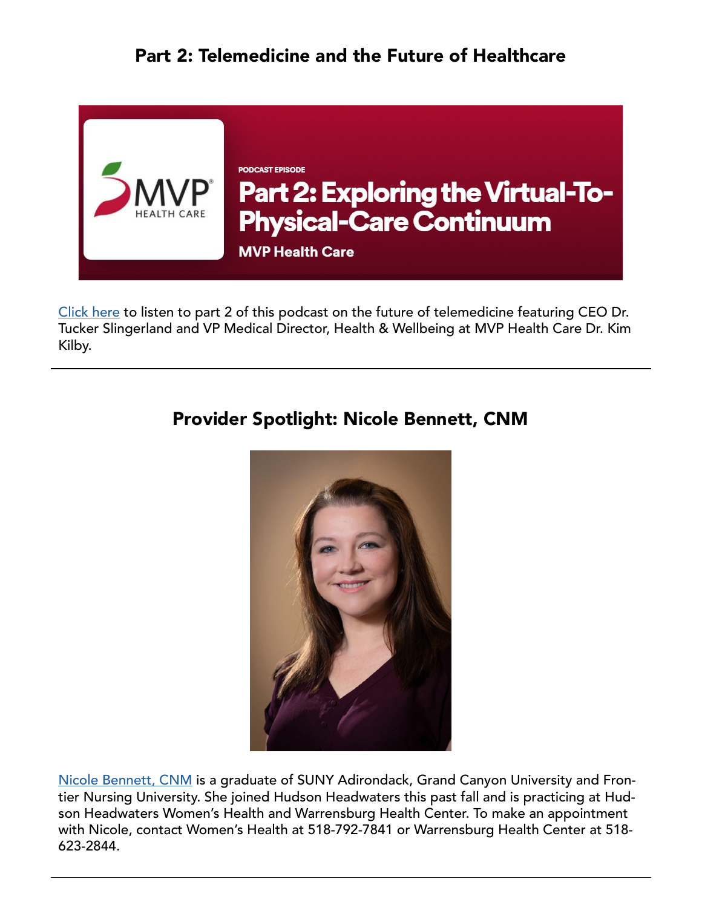## Part 2: Telemedicine and the Future of Healthcare

PODCAST EPISODE

**Part 2: Exploring the Virtual-To-Physical-Care Continuum**

**MVP Health Care**

[Click here](#) to listen to part 2 of this podcast on the future of telemedicine featuring CEO Dr. Tucker Slingerland and VP Medical Director, Health & Wellbeing at MVP Health Care Dr. Kim Kilby.

---

## Provider Spotlight: Nicole Bennett, CNM

[Nicole Bennett, CNM](#) is a graduate of SUNY Adirondack, Grand Canyon University and Frontier Nursing University. She joined Hudson Headwaters this past fall and is practicing at Hudson Headwaters Women's Health and Warrensburg Health Center. To make an appointment with Nicole, contact Women's Health at 518-792-7841 or Warrensburg Health Center at 518-623-2844.

---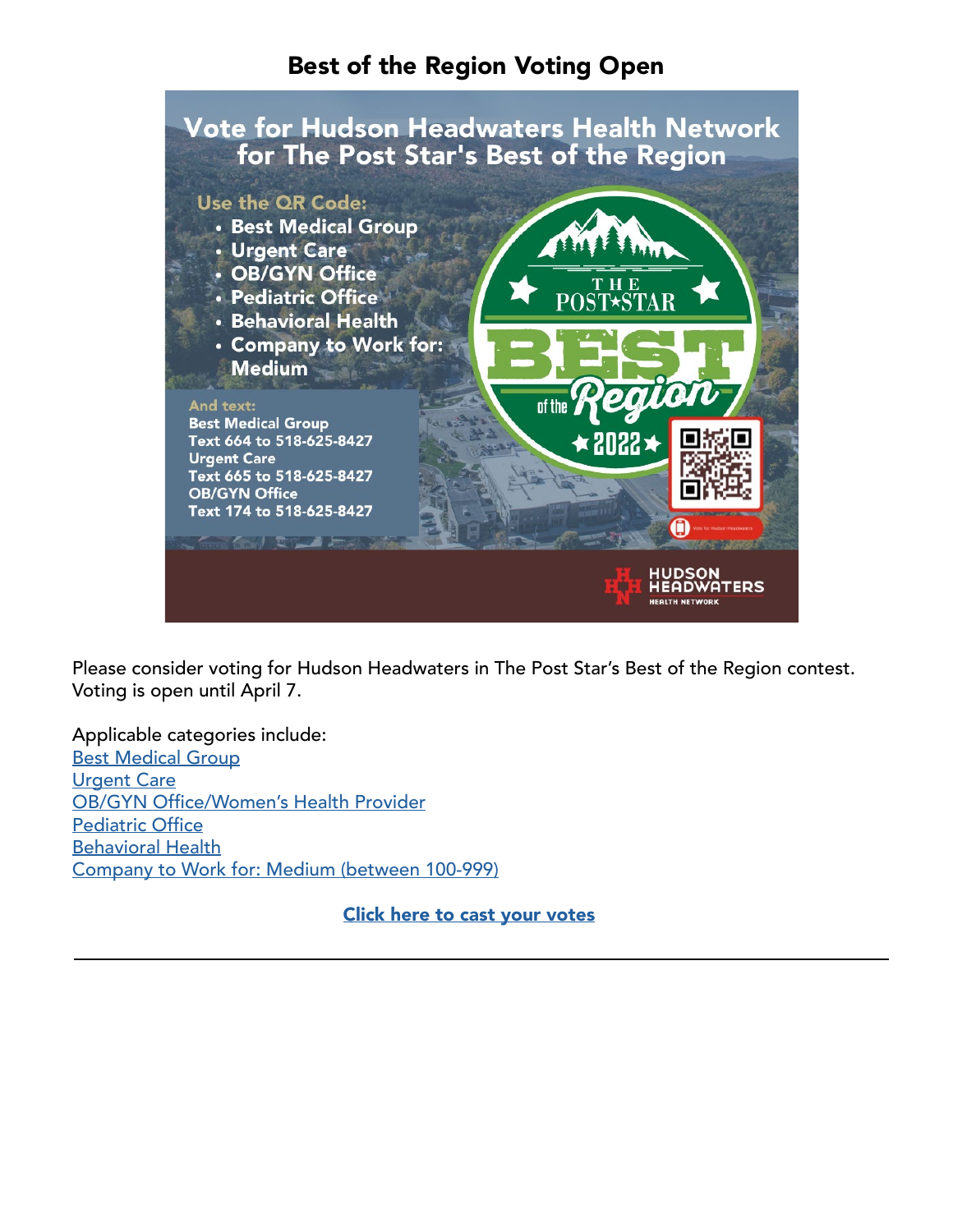## Best of the Region Voting Open

Vote for Hudson Headwaters Health Network for The Post Star's Best of the Region

Use the QR Code:

- Best Medical Group
- Urgent Care
- OB/GYN Office
- Pediatric Office
- Behavioral Health
- Company to Work for: Medium

And text:
**Best Medical Group**
**Text 664 to 518-625-8427**
**Urgent Care**
**Text 665 to 518-625-8427**
**OB/GYN Office**
**Text 174 to 518-625-8427**

THE POST★STAR BEST of the Region ★2022★

HUDSON HEADWATERS HEALTH NETWORK

Please consider voting for Hudson Headwaters in The Post Star's Best of the Region contest. Voting is open until April 7.

Applicable categories include:
Best Medical Group
Urgent Care
OB/GYN Office/Women's Health Provider
Pediatric Office
Behavioral Health
Company to Work for: Medium (between 100-999)

**Click here to cast your votes**

---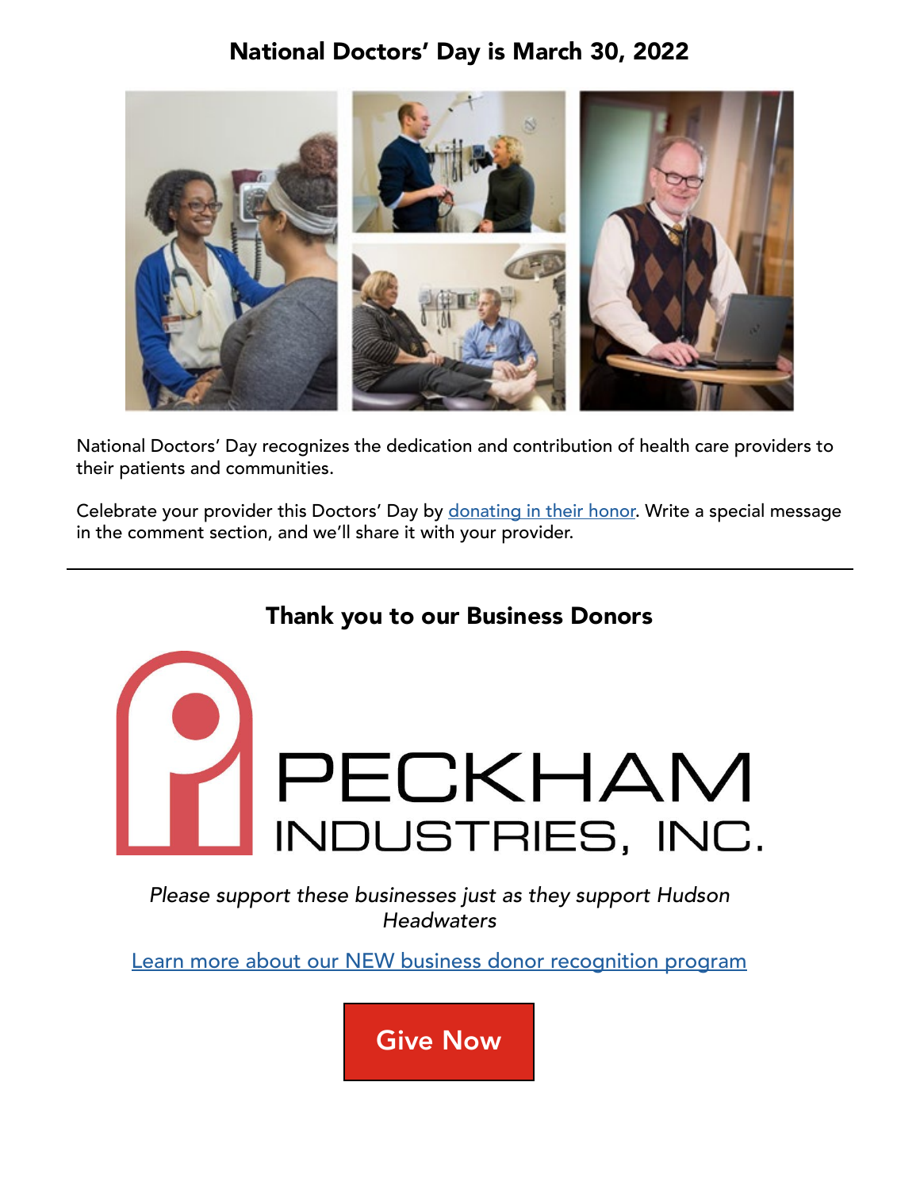## National Doctors' Day is March 30, 2022

National Doctors' Day recognizes the dedication and contribution of health care providers to their patients and communities.

Celebrate your provider this Doctors' Day by donating in their honor. Write a special message in the comment section, and we'll share it with your provider.

---

## Thank you to our Business Donors

PECKHAM INDUSTRIES, INC.

*Please support these businesses just as they support Hudson Headwaters*

Learn more about our NEW business donor recognition program

Give Now